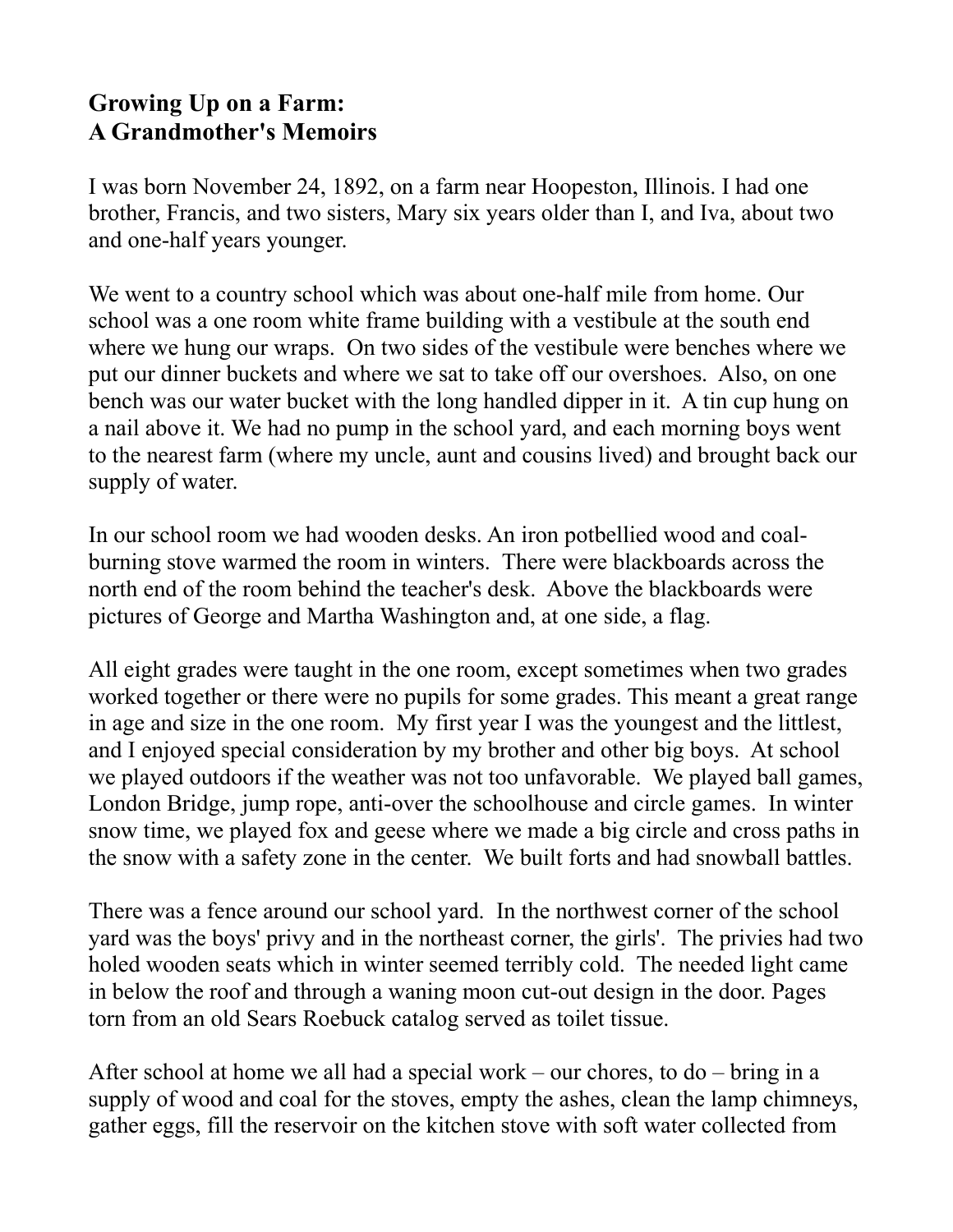**Growing Up on a Farm:**
**A Grandmother's Memoirs**

I was born November 24, 1892, on a farm near Hoopeston, Illinois. I had one brother, Francis, and two sisters, Mary six years older than I, and Iva, about two and one-half years younger.

We went to a country school which was about one-half mile from home. Our school was a one room white frame building with a vestibule at the south end where we hung our wraps. On two sides of the vestibule were benches where we put our dinner buckets and where we sat to take off our overshoes. Also, on one bench was our water bucket with the long handled dipper in it. A tin cup hung on a nail above it. We had no pump in the school yard, and each morning boys went to the nearest farm (where my uncle, aunt and cousins lived) and brought back our supply of water.

In our school room we had wooden desks. An iron potbellied wood and coal-burning stove warmed the room in winters. There were blackboards across the north end of the room behind the teacher's desk. Above the blackboards were pictures of George and Martha Washington and, at one side, a flag.

All eight grades were taught in the one room, except sometimes when two grades worked together or there were no pupils for some grades. This meant a great range in age and size in the one room. My first year I was the youngest and the littlest, and I enjoyed special consideration by my brother and other big boys. At school we played outdoors if the weather was not too unfavorable. We played ball games, London Bridge, jump rope, anti-over the schoolhouse and circle games. In winter snow time, we played fox and geese where we made a big circle and cross paths in the snow with a safety zone in the center. We built forts and had snowball battles.

There was a fence around our school yard. In the northwest corner of the school yard was the boys' privy and in the northeast corner, the girls'. The privies had two holed wooden seats which in winter seemed terribly cold. The needed light came in below the roof and through a waning moon cut-out design in the door. Pages torn from an old Sears Roebuck catalog served as toilet tissue.

After school at home we all had a special work – our chores, to do – bring in a supply of wood and coal for the stoves, empty the ashes, clean the lamp chimneys, gather eggs, fill the reservoir on the kitchen stove with soft water collected from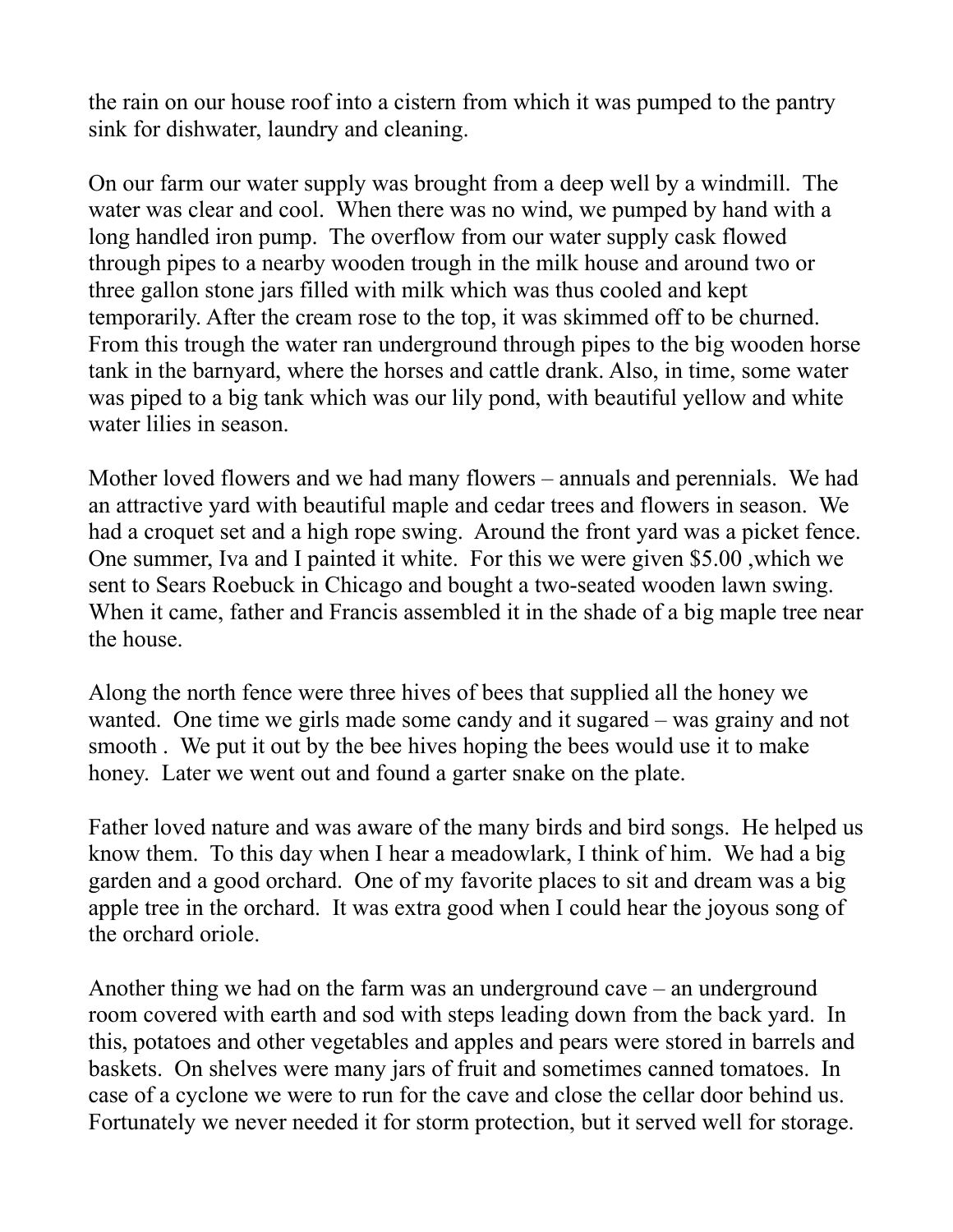the rain on our house roof into a cistern from which it was pumped to the pantry sink for dishwater, laundry and cleaning.

On our farm our water supply was brought from a deep well by a windmill. The water was clear and cool. When there was no wind, we pumped by hand with a long handled iron pump. The overflow from our water supply cask flowed through pipes to a nearby wooden trough in the milk house and around two or three gallon stone jars filled with milk which was thus cooled and kept temporarily. After the cream rose to the top, it was skimmed off to be churned. From this trough the water ran underground through pipes to the big wooden horse tank in the barnyard, where the horses and cattle drank. Also, in time, some water was piped to a big tank which was our lily pond, with beautiful yellow and white water lilies in season.

Mother loved flowers and we had many flowers – annuals and perennials. We had an attractive yard with beautiful maple and cedar trees and flowers in season. We had a croquet set and a high rope swing. Around the front yard was a picket fence. One summer, Iva and I painted it white. For this we were given $5.00 ,which we sent to Sears Roebuck in Chicago and bought a two-seated wooden lawn swing. When it came, father and Francis assembled it in the shade of a big maple tree near the house.

Along the north fence were three hives of bees that supplied all the honey we wanted. One time we girls made some candy and it sugared – was grainy and not smooth . We put it out by the bee hives hoping the bees would use it to make honey. Later we went out and found a garter snake on the plate.

Father loved nature and was aware of the many birds and bird songs. He helped us know them. To this day when I hear a meadowlark, I think of him. We had a big garden and a good orchard. One of my favorite places to sit and dream was a big apple tree in the orchard. It was extra good when I could hear the joyous song of the orchard oriole.

Another thing we had on the farm was an underground cave – an underground room covered with earth and sod with steps leading down from the back yard. In this, potatoes and other vegetables and apples and pears were stored in barrels and baskets. On shelves were many jars of fruit and sometimes canned tomatoes. In case of a cyclone we were to run for the cave and close the cellar door behind us. Fortunately we never needed it for storm protection, but it served well for storage.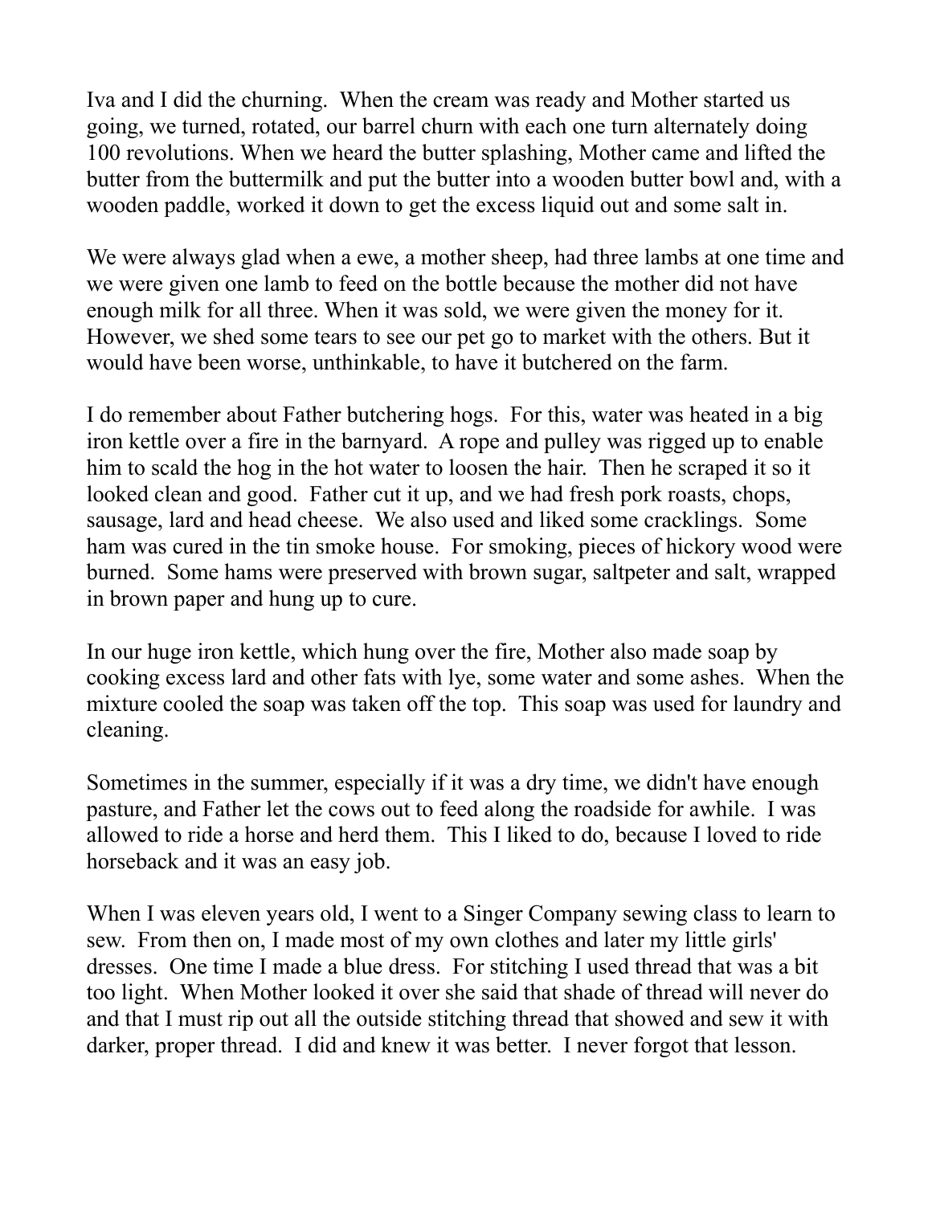Iva and I did the churning. When the cream was ready and Mother started us going, we turned, rotated, our barrel churn with each one turn alternately doing 100 revolutions. When we heard the butter splashing, Mother came and lifted the butter from the buttermilk and put the butter into a wooden butter bowl and, with a wooden paddle, worked it down to get the excess liquid out and some salt in.

We were always glad when a ewe, a mother sheep, had three lambs at one time and we were given one lamb to feed on the bottle because the mother did not have enough milk for all three. When it was sold, we were given the money for it. However, we shed some tears to see our pet go to market with the others. But it would have been worse, unthinkable, to have it butchered on the farm.

I do remember about Father butchering hogs. For this, water was heated in a big iron kettle over a fire in the barnyard. A rope and pulley was rigged up to enable him to scald the hog in the hot water to loosen the hair. Then he scraped it so it looked clean and good. Father cut it up, and we had fresh pork roasts, chops, sausage, lard and head cheese. We also used and liked some cracklings. Some ham was cured in the tin smoke house. For smoking, pieces of hickory wood were burned. Some hams were preserved with brown sugar, saltpeter and salt, wrapped in brown paper and hung up to cure.

In our huge iron kettle, which hung over the fire, Mother also made soap by cooking excess lard and other fats with lye, some water and some ashes. When the mixture cooled the soap was taken off the top. This soap was used for laundry and cleaning.

Sometimes in the summer, especially if it was a dry time, we didn't have enough pasture, and Father let the cows out to feed along the roadside for awhile. I was allowed to ride a horse and herd them. This I liked to do, because I loved to ride horseback and it was an easy job.

When I was eleven years old, I went to a Singer Company sewing class to learn to sew. From then on, I made most of my own clothes and later my little girls' dresses. One time I made a blue dress. For stitching I used thread that was a bit too light. When Mother looked it over she said that shade of thread will never do and that I must rip out all the outside stitching thread that showed and sew it with darker, proper thread. I did and knew it was better. I never forgot that lesson.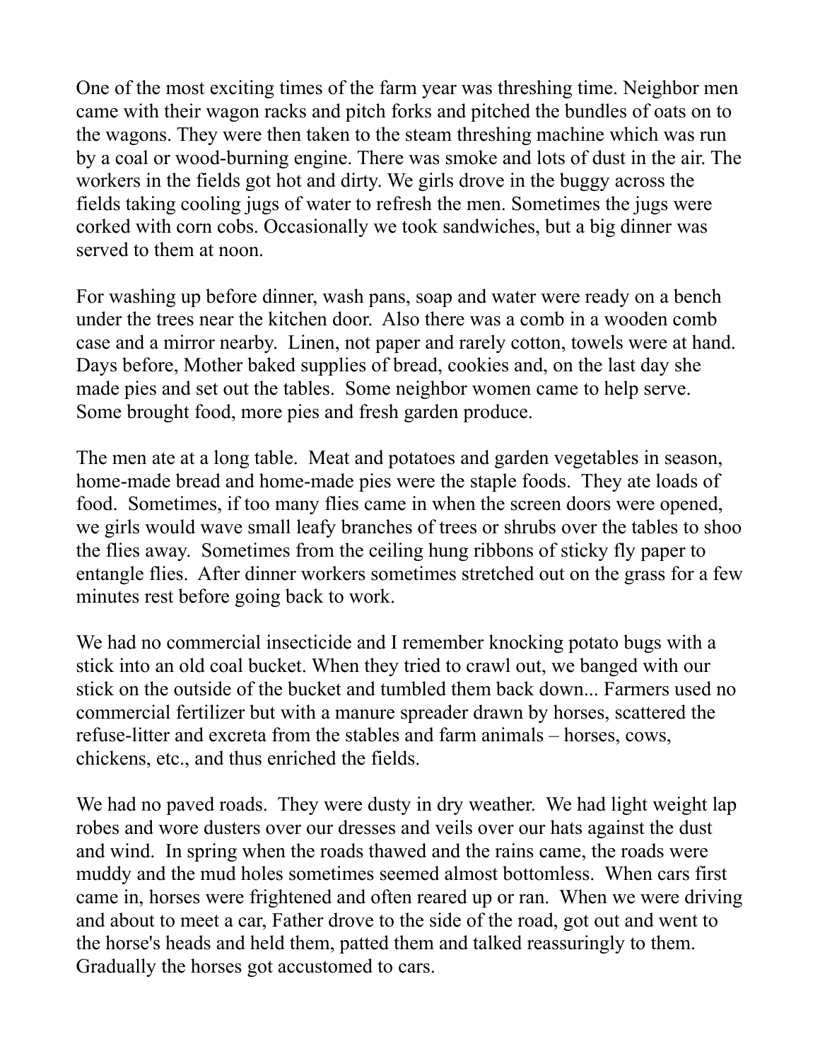One of the most exciting times of the farm year was threshing time. Neighbor men came with their wagon racks and pitch forks and pitched the bundles of oats on to the wagons. They were then taken to the steam threshing machine which was run by a coal or wood-burning engine. There was smoke and lots of dust in the air. The workers in the fields got hot and dirty. We girls drove in the buggy across the fields taking cooling jugs of water to refresh the men. Sometimes the jugs were corked with corn cobs. Occasionally we took sandwiches, but a big dinner was served to them at noon.

For washing up before dinner, wash pans, soap and water were ready on a bench under the trees near the kitchen door. Also there was a comb in a wooden comb case and a mirror nearby. Linen, not paper and rarely cotton, towels were at hand. Days before, Mother baked supplies of bread, cookies and, on the last day she made pies and set out the tables. Some neighbor women came to help serve. Some brought food, more pies and fresh garden produce.

The men ate at a long table. Meat and potatoes and garden vegetables in season, home-made bread and home-made pies were the staple foods. They ate loads of food. Sometimes, if too many flies came in when the screen doors were opened, we girls would wave small leafy branches of trees or shrubs over the tables to shoo the flies away. Sometimes from the ceiling hung ribbons of sticky fly paper to entangle flies. After dinner workers sometimes stretched out on the grass for a few minutes rest before going back to work.

We had no commercial insecticide and I remember knocking potato bugs with a stick into an old coal bucket. When they tried to crawl out, we banged with our stick on the outside of the bucket and tumbled them back down... Farmers used no commercial fertilizer but with a manure spreader drawn by horses, scattered the refuse-litter and excreta from the stables and farm animals – horses, cows, chickens, etc., and thus enriched the fields.

We had no paved roads. They were dusty in dry weather. We had light weight lap robes and wore dusters over our dresses and veils over our hats against the dust and wind. In spring when the roads thawed and the rains came, the roads were muddy and the mud holes sometimes seemed almost bottomless. When cars first came in, horses were frightened and often reared up or ran. When we were driving and about to meet a car, Father drove to the side of the road, got out and went to the horse's heads and held them, patted them and talked reassuringly to them. Gradually the horses got accustomed to cars.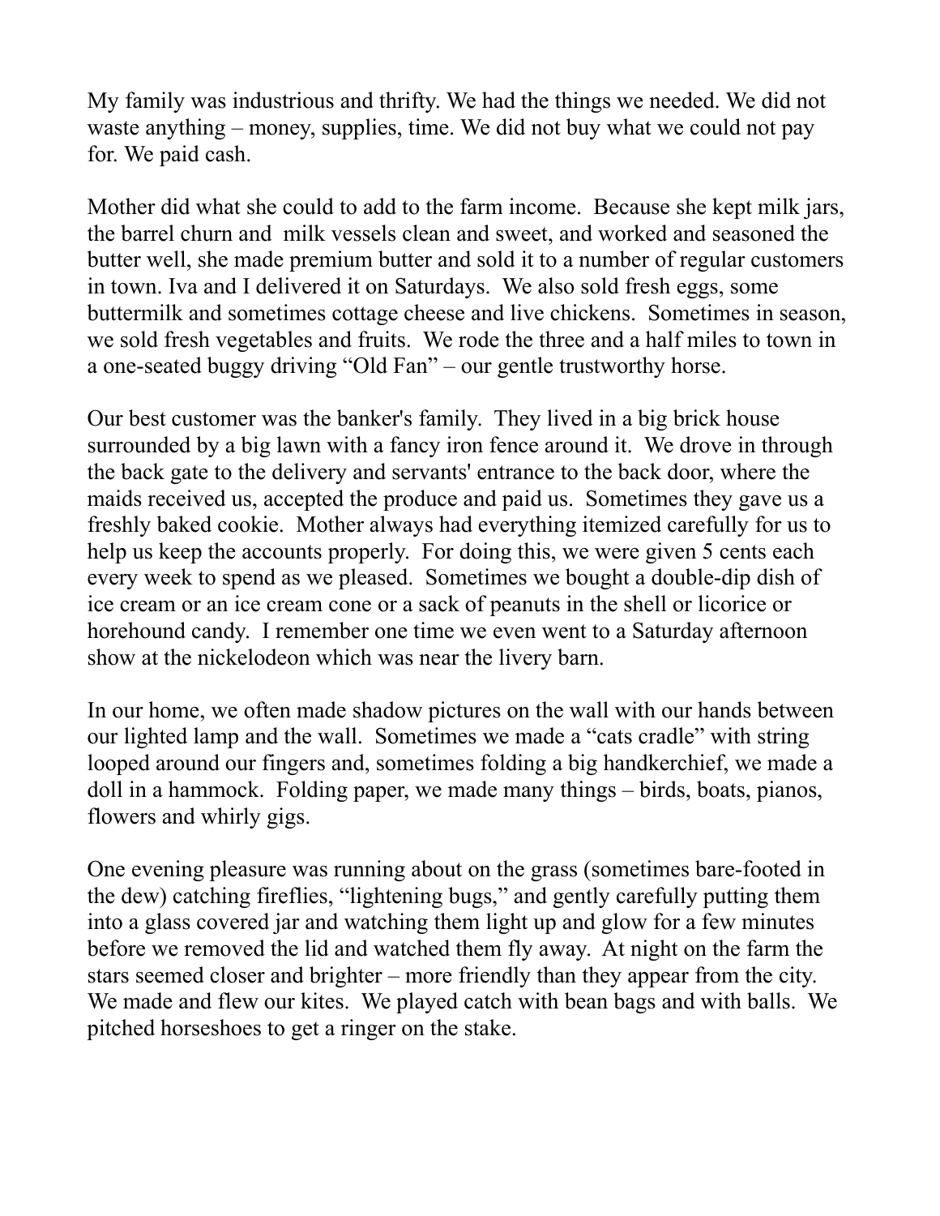My family was industrious and thrifty. We had the things we needed. We did not waste anything – money, supplies, time. We did not buy what we could not pay for. We paid cash.

Mother did what she could to add to the farm income. Because she kept milk jars, the barrel churn and milk vessels clean and sweet, and worked and seasoned the butter well, she made premium butter and sold it to a number of regular customers in town. Iva and I delivered it on Saturdays. We also sold fresh eggs, some buttermilk and sometimes cottage cheese and live chickens. Sometimes in season, we sold fresh vegetables and fruits. We rode the three and a half miles to town in a one-seated buggy driving "Old Fan" – our gentle trustworthy horse.

Our best customer was the banker's family. They lived in a big brick house surrounded by a big lawn with a fancy iron fence around it. We drove in through the back gate to the delivery and servants' entrance to the back door, where the maids received us, accepted the produce and paid us. Sometimes they gave us a freshly baked cookie. Mother always had everything itemized carefully for us to help us keep the accounts properly. For doing this, we were given 5 cents each every week to spend as we pleased. Sometimes we bought a double-dip dish of ice cream or an ice cream cone or a sack of peanuts in the shell or licorice or horehound candy. I remember one time we even went to a Saturday afternoon show at the nickelodeon which was near the livery barn.

In our home, we often made shadow pictures on the wall with our hands between our lighted lamp and the wall. Sometimes we made a "cats cradle" with string looped around our fingers and, sometimes folding a big handkerchief, we made a doll in a hammock. Folding paper, we made many things – birds, boats, pianos, flowers and whirly gigs.

One evening pleasure was running about on the grass (sometimes bare-footed in the dew) catching fireflies, "lightening bugs," and gently carefully putting them into a glass covered jar and watching them light up and glow for a few minutes before we removed the lid and watched them fly away. At night on the farm the stars seemed closer and brighter – more friendly than they appear from the city. We made and flew our kites. We played catch with bean bags and with balls. We pitched horseshoes to get a ringer on the stake.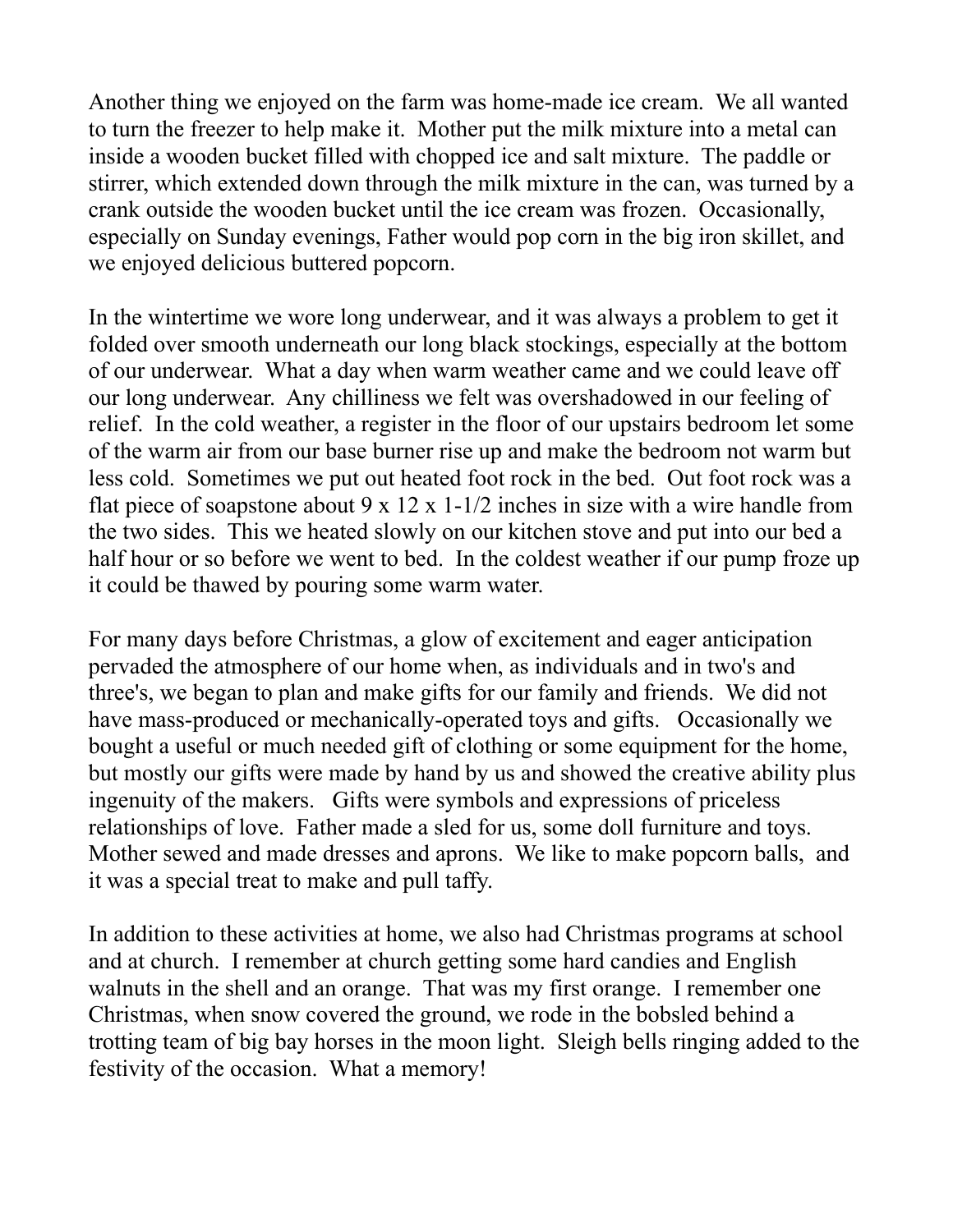Another thing we enjoyed on the farm was home-made ice cream. We all wanted to turn the freezer to help make it. Mother put the milk mixture into a metal can inside a wooden bucket filled with chopped ice and salt mixture. The paddle or stirrer, which extended down through the milk mixture in the can, was turned by a crank outside the wooden bucket until the ice cream was frozen. Occasionally, especially on Sunday evenings, Father would pop corn in the big iron skillet, and we enjoyed delicious buttered popcorn.

In the wintertime we wore long underwear, and it was always a problem to get it folded over smooth underneath our long black stockings, especially at the bottom of our underwear. What a day when warm weather came and we could leave off our long underwear. Any chilliness we felt was overshadowed in our feeling of relief. In the cold weather, a register in the floor of our upstairs bedroom let some of the warm air from our base burner rise up and make the bedroom not warm but less cold. Sometimes we put out heated foot rock in the bed. Out foot rock was a flat piece of soapstone about 9 x 12 x 1-1/2 inches in size with a wire handle from the two sides. This we heated slowly on our kitchen stove and put into our bed a half hour or so before we went to bed. In the coldest weather if our pump froze up it could be thawed by pouring some warm water.

For many days before Christmas, a glow of excitement and eager anticipation pervaded the atmosphere of our home when, as individuals and in two's and three's, we began to plan and make gifts for our family and friends. We did not have mass-produced or mechanically-operated toys and gifts. Occasionally we bought a useful or much needed gift of clothing or some equipment for the home, but mostly our gifts were made by hand by us and showed the creative ability plus ingenuity of the makers. Gifts were symbols and expressions of priceless relationships of love. Father made a sled for us, some doll furniture and toys. Mother sewed and made dresses and aprons. We like to make popcorn balls, and it was a special treat to make and pull taffy.

In addition to these activities at home, we also had Christmas programs at school and at church. I remember at church getting some hard candies and English walnuts in the shell and an orange. That was my first orange. I remember one Christmas, when snow covered the ground, we rode in the bobsled behind a trotting team of big bay horses in the moon light. Sleigh bells ringing added to the festivity of the occasion. What a memory!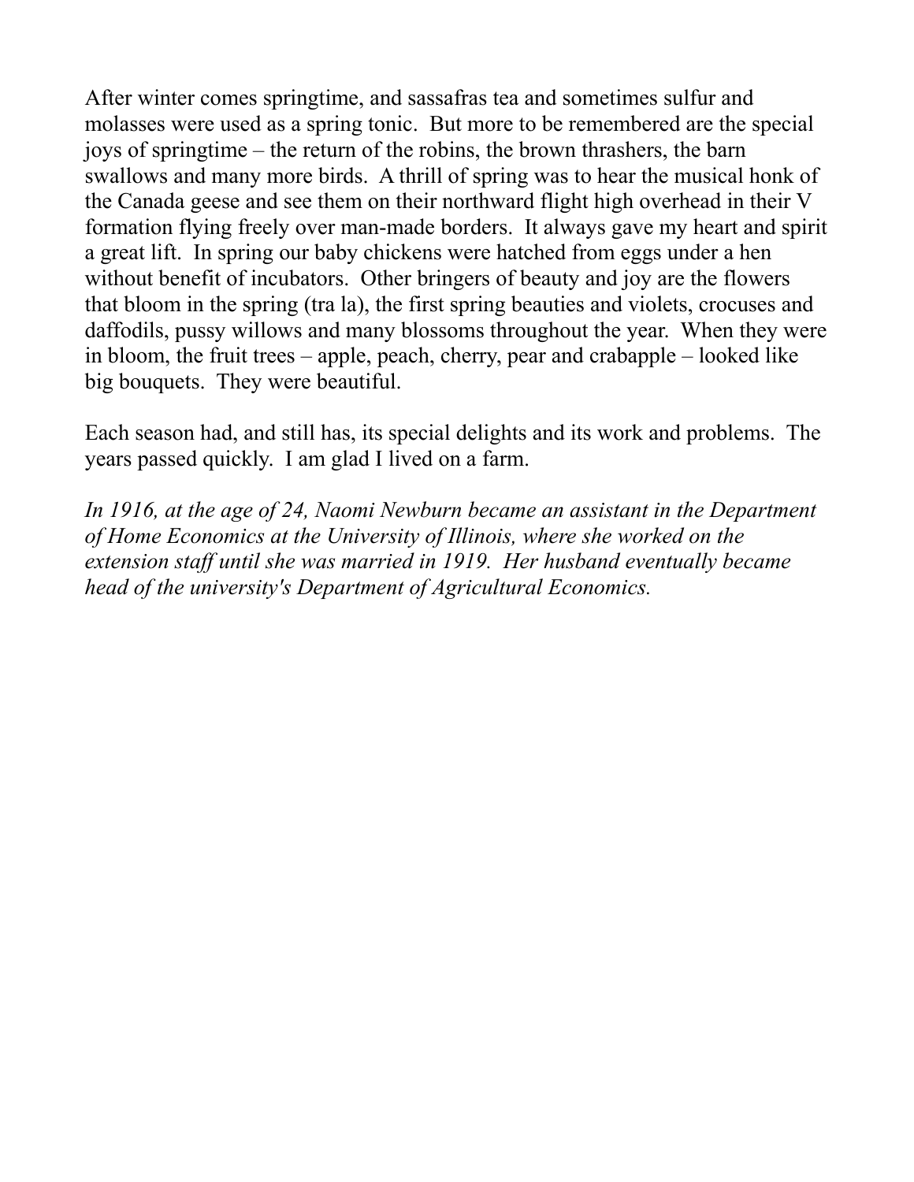After winter comes springtime, and sassafras tea and sometimes sulfur and molasses were used as a spring tonic. But more to be remembered are the special joys of springtime – the return of the robins, the brown thrashers, the barn swallows and many more birds. A thrill of spring was to hear the musical honk of the Canada geese and see them on their northward flight high overhead in their V formation flying freely over man-made borders. It always gave my heart and spirit a great lift. In spring our baby chickens were hatched from eggs under a hen without benefit of incubators. Other bringers of beauty and joy are the flowers that bloom in the spring (tra la), the first spring beauties and violets, crocuses and daffodils, pussy willows and many blossoms throughout the year. When they were in bloom, the fruit trees – apple, peach, cherry, pear and crabapple – looked like big bouquets. They were beautiful.

Each season had, and still has, its special delights and its work and problems. The years passed quickly. I am glad I lived on a farm.

*In 1916, at the age of 24, Naomi Newburn became an assistant in the Department of Home Economics at the University of Illinois, where she worked on the extension staff until she was married in 1919. Her husband eventually became head of the university's Department of Agricultural Economics.*